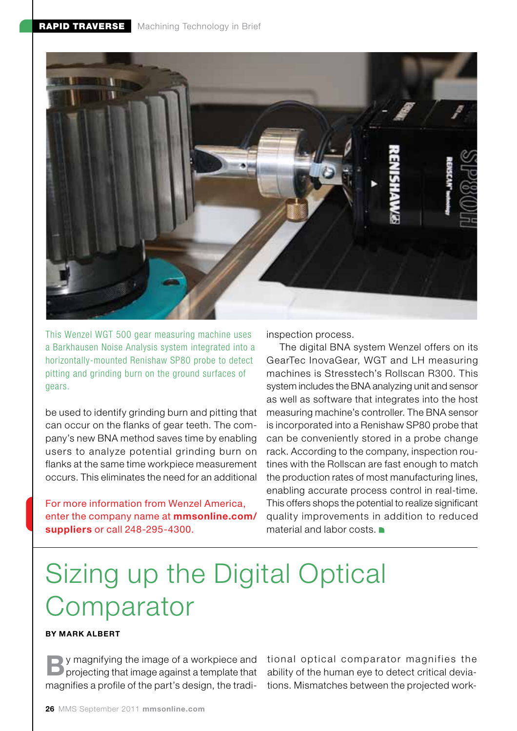This Wenzel WGT 500 gear measuring machine uses a Barkhausen Noise Analysis system integrated into a horizontally-mounted Renishaw SP80 probe to detect pitting and grinding burn on the ground surfaces of gears.

be used to identify grinding burn and pitting that can occur on the flanks of gear teeth. The company's new BNA method saves time by enabling users to analyze potential grinding burn on flanks at the same time workpiece measurement occurs. This eliminates the need for an additional inspection process.

The digital BNA system Wenzel offers on its GearTec InovaGear, WGT and LH measuring machines is Stresstech's Rollscan R300. This system includes the BNA analyzing unit and sensor as well as software that integrates into the host measuring machine's controller. The BNA sensor is incorporated into a Renishaw SP80 probe that can be conveniently stored in a probe change rack. According to the company, inspection routines with the Rollscan are fast enough to match the production rates of most manufacturing lines, enabling accurate process control in real-time. This offers shops the potential to realize significant quality improvements in addition to reduced material and labor costs.

For more information from Wenzel America, enter the company name at **mmsonline.com/suppliers** or call 248-295-4300.

# Sizing up the Digital Optical Comparator

**BY MARK ALBERT**

By magnifying the image of a workpiece and projecting that image against a template that magnifies a profile of the part's design, the traditional optical comparator magnifies the ability of the human eye to detect critical deviations. Mismatches between the projected work-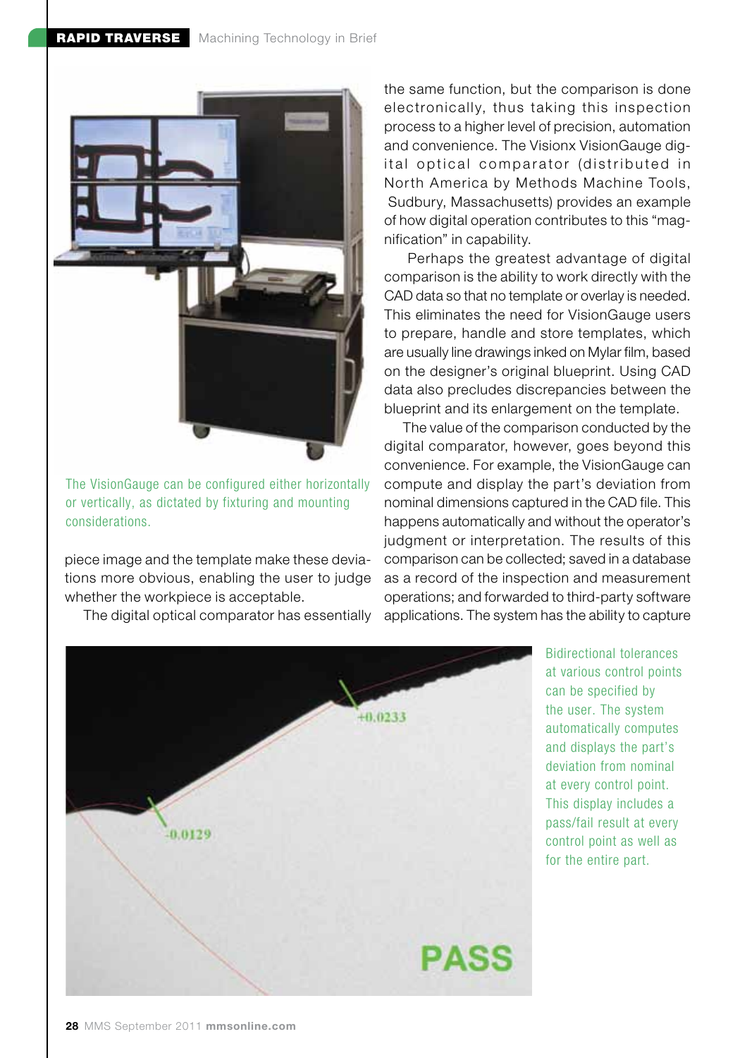The VisionGauge can be configured either horizontally or vertically, as dictated by fixturing and mounting considerations.

piece image and the template make these deviations more obvious, enabling the user to judge whether the workpiece is acceptable.

The digital optical comparator has essentially the same function, but the comparison is done electronically, thus taking this inspection process to a higher level of precision, automation and convenience. The Visionx VisionGauge digital optical comparator (distributed in North America by Methods Machine Tools, Sudbury, Massachusetts) provides an example of how digital operation contributes to this "magnification" in capability.

Perhaps the greatest advantage of digital comparison is the ability to work directly with the CAD data so that no template or overlay is needed. This eliminates the need for VisionGauge users to prepare, handle and store templates, which are usually line drawings inked on Mylar film, based on the designer's original blueprint. Using CAD data also precludes discrepancies between the blueprint and its enlargement on the template.

The value of the comparison conducted by the digital comparator, however, goes beyond this convenience. For example, the VisionGauge can compute and display the part's deviation from nominal dimensions captured in the CAD file. This happens automatically and without the operator's judgment or interpretation. The results of this comparison can be collected; saved in a database as a record of the inspection and measurement operations; and forwarded to third-party software applications. The system has the ability to capture

Bidirectional tolerances at various control points can be specified by the user. The system automatically computes and displays the part's deviation from nominal at every control point. This display includes a pass/fail result at every control point as well as for the entire part.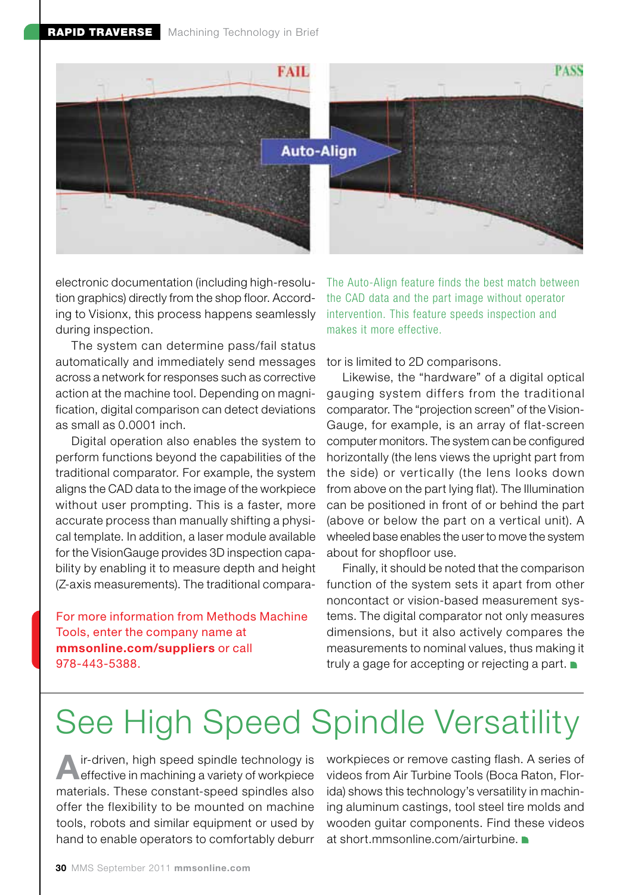electronic documentation (including high-resolution graphics) directly from the shop floor. According to Visionx, this process happens seamlessly during inspection.

The system can determine pass/fail status automatically and immediately send messages across a network for responses such as corrective action at the machine tool. Depending on magnification, digital comparison can detect deviations as small as 0.0001 inch.

Digital operation also enables the system to perform functions beyond the capabilities of the traditional comparator. For example, the system aligns the CAD data to the image of the workpiece without user prompting. This is a faster, more accurate process than manually shifting a physical template. In addition, a laser module available for the VisionGauge provides 3D inspection capability by enabling it to measure depth and height (Z-axis measurements). The traditional comparator is limited to 2D comparisons.

FAIL

Auto-Align

PASS

The Auto-Align feature finds the best match between the CAD data and the part image without operator intervention. This feature speeds inspection and makes it more effective.

Likewise, the "hardware" of a digital optical gauging system differs from the traditional comparator. The "projection screen" of the VisionGauge, for example, is an array of flat-screen computer monitors. The system can be configured horizontally (the lens views the upright part from the side) or vertically (the lens looks down from above on the part lying flat). The Illumination can be positioned in front of or behind the part (above or below the part on a vertical unit). A wheeled base enables the user to move the system about for shopfloor use.

Finally, it should be noted that the comparison function of the system sets it apart from other noncontact or vision-based measurement systems. The digital comparator not only measures dimensions, but it also actively compares the measurements to nominal values, thus making it truly a gage for accepting or rejecting a part.

For more information from Methods Machine Tools, enter the company name at **mmsonline.com/suppliers** or call 978-443-5388.

# See High Speed Spindle Versatility

Air-driven, high speed spindle technology is effective in machining a variety of workpiece materials. These constant-speed spindles also offer the flexibility to be mounted on machine tools, robots and similar equipment or used by hand to enable operators to comfortably deburr workpieces or remove casting flash. A series of videos from Air Turbine Tools (Boca Raton, Florida) shows this technology's versatility in machining aluminum castings, tool steel tire molds and wooden guitar components. Find these videos at short.mmsonline.com/airturbine.